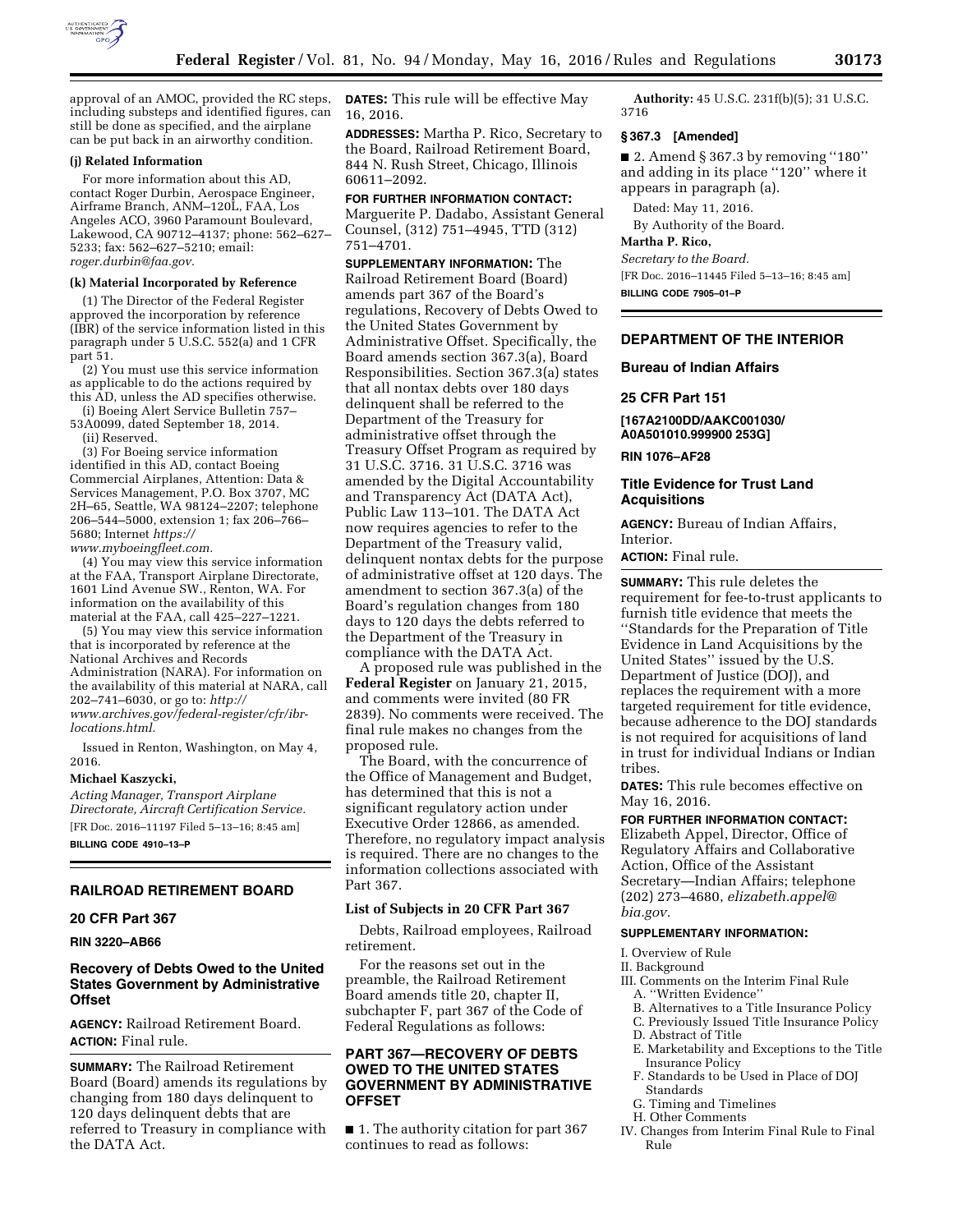approval of an AMOC, provided the RC steps, including substeps and identified figures, can still be done as specified, and the airplane can be put back in an airworthy condition.

**(j) Related Information**

For more information about this AD, contact Roger Durbin, Aerospace Engineer, Airframe Branch, ANM–120L, FAA, Los Angeles ACO, 3960 Paramount Boulevard, Lakewood, CA 90712–4137; phone: 562–627–5233; fax: 562–627–5210; email: *roger.durbin@faa.gov.*

**(k) Material Incorporated by Reference**

(1) The Director of the Federal Register approved the incorporation by reference (IBR) of the service information listed in this paragraph under 5 U.S.C. 552(a) and 1 CFR part 51.

(2) You must use this service information as applicable to do the actions required by this AD, unless the AD specifies otherwise.

(i) Boeing Alert Service Bulletin 757–53A0099, dated September 18, 2014.

(ii) Reserved.

(3) For Boeing service information identified in this AD, contact Boeing Commercial Airplanes, Attention: Data & Services Management, P.O. Box 3707, MC 2H–65, Seattle, WA 98124–2207; telephone 206–544–5000, extension 1; fax 206–766–5680; Internet *https://www.myboeingfleet.com.*

(4) You may view this service information at the FAA, Transport Airplane Directorate, 1601 Lind Avenue SW., Renton, WA. For information on the availability of this material at the FAA, call 425–227–1221.

(5) You may view this service information that is incorporated by reference at the National Archives and Records Administration (NARA). For information on the availability of this material at NARA, call 202–741–6030, or go to: *http://www.archives.gov/federal-register/cfr/ibr-locations.html.*

Issued in Renton, Washington, on May 4, 2016.

**Michael Kaszycki,**

*Acting Manager, Transport Airplane Directorate, Aircraft Certification Service.*

[FR Doc. 2016–11197 Filed 5–13–16; 8:45 am]

**BILLING CODE 4910–13–P**

## RAILROAD RETIREMENT BOARD

## 20 CFR Part 367

**RIN 3220–AB66**

### Recovery of Debts Owed to the United States Government by Administrative Offset

**AGENCY:** Railroad Retirement Board.

**ACTION:** Final rule.

**SUMMARY:** The Railroad Retirement Board (Board) amends its regulations by changing from 180 days delinquent to 120 days delinquent debts that are referred to Treasury in compliance with the DATA Act.

**DATES:** This rule will be effective May 16, 2016.

**ADDRESSES:** Martha P. Rico, Secretary to the Board, Railroad Retirement Board, 844 N. Rush Street, Chicago, Illinois 60611–2092.

**FOR FURTHER INFORMATION CONTACT:** Marguerite P. Dadabo, Assistant General Counsel, (312) 751–4945, TTD (312) 751–4701.

**SUPPLEMENTARY INFORMATION:** The Railroad Retirement Board (Board) amends part 367 of the Board's regulations, Recovery of Debts Owed to the United States Government by Administrative Offset. Specifically, the Board amends section 367.3(a), Board Responsibilities. Section 367.3(a) states that all nontax debts over 180 days delinquent shall be referred to the Department of the Treasury for administrative offset through the Treasury Offset Program as required by 31 U.S.C. 3716. 31 U.S.C. 3716 was amended by the Digital Accountability and Transparency Act (DATA Act), Public Law 113–101. The DATA Act now requires agencies to refer to the Department of the Treasury valid, delinquent nontax debts for the purpose of administrative offset at 120 days. The amendment to section 367.3(a) of the Board's regulation changes from 180 days to 120 days the debts referred to the Department of the Treasury in compliance with the DATA Act.

A proposed rule was published in the **Federal Register** on January 21, 2015, and comments were invited (80 FR 2839). No comments were received. The final rule makes no changes from the proposed rule.

The Board, with the concurrence of the Office of Management and Budget, has determined that this is not a significant regulatory action under Executive Order 12866, as amended. Therefore, no regulatory impact analysis is required. There are no changes to the information collections associated with Part 367.

### List of Subjects in 20 CFR Part 367

Debts, Railroad employees, Railroad retirement.

For the reasons set out in the preamble, the Railroad Retirement Board amends title 20, chapter II, subchapter F, part 367 of the Code of Federal Regulations as follows:

## PART 367—RECOVERY OF DEBTS OWED TO THE UNITED STATES GOVERNMENT BY ADMINISTRATIVE OFFSET

■ 1. The authority citation for part 367 continues to read as follows:

**Authority:** 45 U.S.C. 231f(b)(5); 31 U.S.C. 3716

### § 367.3 [Amended]

■ 2. Amend § 367.3 by removing ''180'' and adding in its place ''120'' where it appears in paragraph (a).

Dated: May 11, 2016.

By Authority of the Board.

**Martha P. Rico,**

*Secretary to the Board.*

[FR Doc. 2016–11445 Filed 5–13–16; 8:45 am]

**BILLING CODE 7905–01–P**

## DEPARTMENT OF THE INTERIOR

## Bureau of Indian Affairs

## 25 CFR Part 151

**[167A2100DD/AAKC001030/A0A501010.999900 253G]**

**RIN 1076–AF28**

### Title Evidence for Trust Land Acquisitions

**AGENCY:** Bureau of Indian Affairs, Interior.

**ACTION:** Final rule.

**SUMMARY:** This rule deletes the requirement for fee-to-trust applicants to furnish title evidence that meets the ''Standards for the Preparation of Title Evidence in Land Acquisitions by the United States'' issued by the U.S. Department of Justice (DOJ), and replaces the requirement with a more targeted requirement for title evidence, because adherence to the DOJ standards is not required for acquisitions of land in trust for individual Indians or Indian tribes.

**DATES:** This rule becomes effective on May 16, 2016.

**FOR FURTHER INFORMATION CONTACT:** Elizabeth Appel, Director, Office of Regulatory Affairs and Collaborative Action, Office of the Assistant Secretary—Indian Affairs; telephone (202) 273–4680, *elizabeth.appel@bia.gov.*

**SUPPLEMENTARY INFORMATION:**

I. Overview of Rule
II. Background
III. Comments on the Interim Final Rule
  A. ''Written Evidence''
  B. Alternatives to a Title Insurance Policy
  C. Previously Issued Title Insurance Policy
  D. Abstract of Title
  E. Marketability and Exceptions to the Title Insurance Policy
  F. Standards to be Used in Place of DOJ Standards
  G. Timing and Timelines
  H. Other Comments
IV. Changes from Interim Final Rule to Final Rule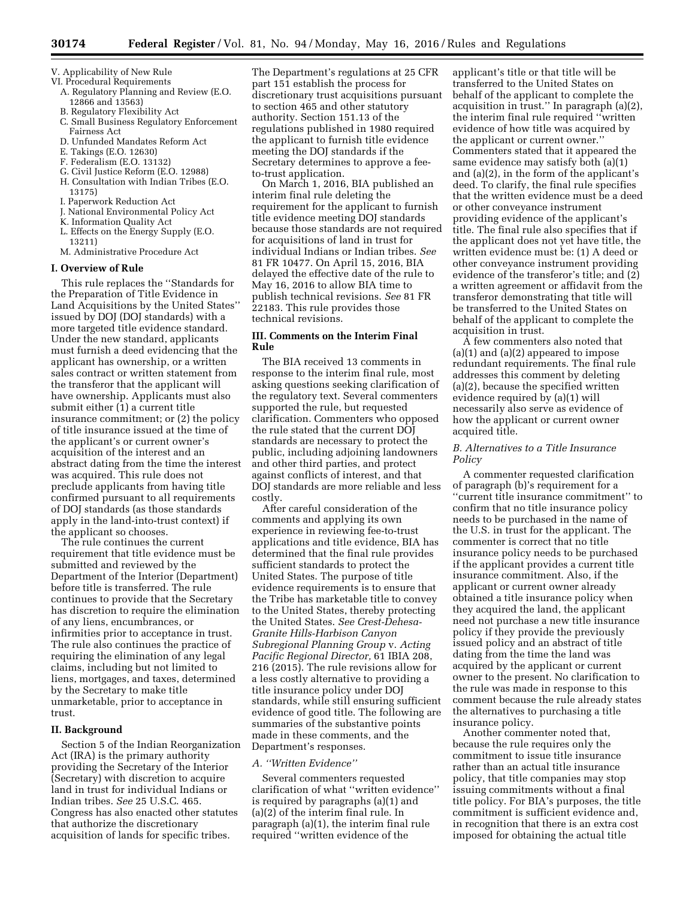V. Applicability of New Rule
VI. Procedural Requirements
- A. Regulatory Planning and Review (E.O. 12866 and 13563)
- B. Regulatory Flexibility Act
- C. Small Business Regulatory Enforcement Fairness Act
- D. Unfunded Mandates Reform Act
- E. Takings (E.O. 12630)
- F. Federalism (E.O. 13132)
- G. Civil Justice Reform (E.O. 12988)
- H. Consultation with Indian Tribes (E.O. 13175)
- I. Paperwork Reduction Act
- J. National Environmental Policy Act
- K. Information Quality Act
- L. Effects on the Energy Supply (E.O. 13211)
- M. Administrative Procedure Act

## I. Overview of Rule

This rule replaces the ''Standards for the Preparation of Title Evidence in Land Acquisitions by the United States'' issued by DOJ (DOJ standards) with a more targeted title evidence standard. Under the new standard, applicants must furnish a deed evidencing that the applicant has ownership, or a written sales contract or written statement from the transferor that the applicant will have ownership. Applicants must also submit either (1) a current title insurance commitment; or (2) the policy of title insurance issued at the time of the applicant's or current owner's acquisition of the interest and an abstract dating from the time the interest was acquired. This rule does not preclude applicants from having title confirmed pursuant to all requirements of DOJ standards (as those standards apply in the land-into-trust context) if the applicant so chooses.

The rule continues the current requirement that title evidence must be submitted and reviewed by the Department of the Interior (Department) before title is transferred. The rule continues to provide that the Secretary has discretion to require the elimination of any liens, encumbrances, or infirmities prior to acceptance in trust. The rule also continues the practice of requiring the elimination of any legal claims, including but not limited to liens, mortgages, and taxes, determined by the Secretary to make title unmarketable, prior to acceptance in trust.

## II. Background

Section 5 of the Indian Reorganization Act (IRA) is the primary authority providing the Secretary of the Interior (Secretary) with discretion to acquire land in trust for individual Indians or Indian tribes. *See* 25 U.S.C. 465. Congress has also enacted other statutes that authorize the discretionary acquisition of lands for specific tribes. The Department's regulations at 25 CFR part 151 establish the process for discretionary trust acquisitions pursuant to section 465 and other statutory authority. Section 151.13 of the regulations published in 1980 required the applicant to furnish title evidence meeting the DOJ standards if the Secretary determines to approve a fee-to-trust application.

On March 1, 2016, BIA published an interim final rule deleting the requirement for the applicant to furnish title evidence meeting DOJ standards because those standards are not required for acquisitions of land in trust for individual Indians or Indian tribes. *See* 81 FR 10477. On April 15, 2016, BIA delayed the effective date of the rule to May 16, 2016 to allow BIA time to publish technical revisions. *See* 81 FR 22183. This rule provides those technical revisions.

## III. Comments on the Interim Final Rule

The BIA received 13 comments in response to the interim final rule, most asking questions seeking clarification of the regulatory text. Several commenters supported the rule, but requested clarification. Commenters who opposed the rule stated that the current DOJ standards are necessary to protect the public, including adjoining landowners and other third parties, and protect against conflicts of interest, and that DOJ standards are more reliable and less costly.

After careful consideration of the comments and applying its own experience in reviewing fee-to-trust applications and title evidence, BIA has determined that the final rule provides sufficient standards to protect the United States. The purpose of title evidence requirements is to ensure that the Tribe has marketable title to convey to the United States, thereby protecting the United States. *See Crest-Dehesa-Granite Hills-Harbison Canyon Subregional Planning Group* v. *Acting Pacific Regional Director,* 61 IBIA 208, 216 (2015). The rule revisions allow for a less costly alternative to providing a title insurance policy under DOJ standards, while still ensuring sufficient evidence of good title. The following are summaries of the substantive points made in these comments, and the Department's responses.

### *A. ''Written Evidence''*

Several commenters requested clarification of what ''written evidence'' is required by paragraphs (a)(1) and (a)(2) of the interim final rule. In paragraph (a)(1), the interim final rule required ''written evidence of the applicant's title or that title will be transferred to the United States on behalf of the applicant to complete the acquisition in trust.'' In paragraph (a)(2), the interim final rule required ''written evidence of how title was acquired by the applicant or current owner.'' Commenters stated that it appeared the same evidence may satisfy both (a)(1) and (a)(2), in the form of the applicant's deed. To clarify, the final rule specifies that the written evidence must be a deed or other conveyance instrument providing evidence of the applicant's title. The final rule also specifies that if the applicant does not yet have title, the written evidence must be: (1) A deed or other conveyance instrument providing evidence of the transferor's title; and (2) a written agreement or affidavit from the transferor demonstrating that title will be transferred to the United States on behalf of the applicant to complete the acquisition in trust.

A few commenters also noted that (a)(1) and (a)(2) appeared to impose redundant requirements. The final rule addresses this comment by deleting (a)(2), because the specified written evidence required by (a)(1) will necessarily also serve as evidence of how the applicant or current owner acquired title.

### *B. Alternatives to a Title Insurance Policy*

A commenter requested clarification of paragraph (b)'s requirement for a ''current title insurance commitment'' to confirm that no title insurance policy needs to be purchased in the name of the U.S. in trust for the applicant. The commenter is correct that no title insurance policy needs to be purchased if the applicant provides a current title insurance commitment. Also, if the applicant or current owner already obtained a title insurance policy when they acquired the land, the applicant need not purchase a new title insurance policy if they provide the previously issued policy and an abstract of title dating from the time the land was acquired by the applicant or current owner to the present. No clarification to the rule was made in response to this comment because the rule already states the alternatives to purchasing a title insurance policy.

Another commenter noted that, because the rule requires only the commitment to issue title insurance rather than an actual title insurance policy, that title companies may stop issuing commitments without a final title policy. For BIA's purposes, the title commitment is sufficient evidence and, in recognition that there is an extra cost imposed for obtaining the actual title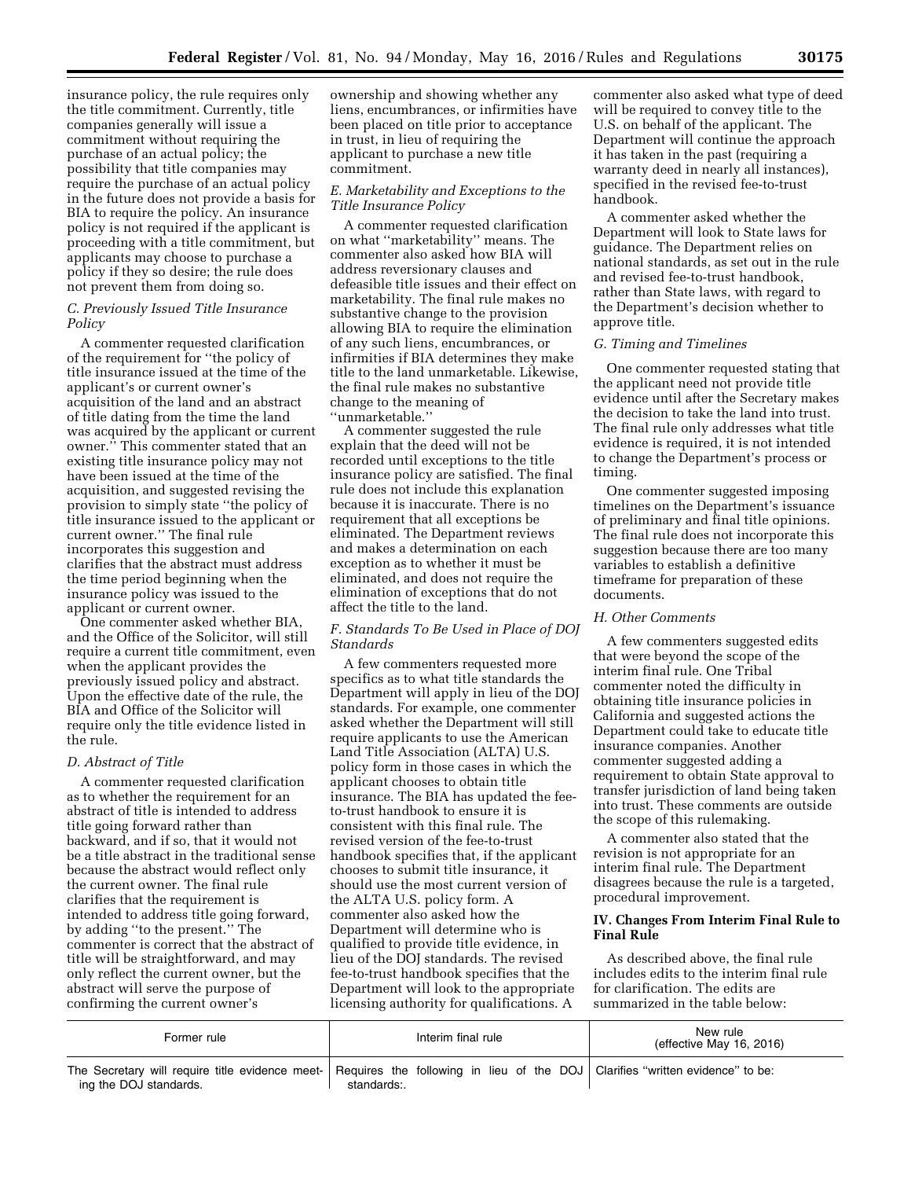insurance policy, the rule requires only the title commitment. Currently, title companies generally will issue a commitment without requiring the purchase of an actual policy; the possibility that title companies may require the purchase of an actual policy in the future does not provide a basis for BIA to require the policy. An insurance policy is not required if the applicant is proceeding with a title commitment, but applicants may choose to purchase a policy if they so desire; the rule does not prevent them from doing so.

### *C. Previously Issued Title Insurance Policy*

A commenter requested clarification of the requirement for ''the policy of title insurance issued at the time of the applicant's or current owner's acquisition of the land and an abstract of title dating from the time the land was acquired by the applicant or current owner.'' This commenter stated that an existing title insurance policy may not have been issued at the time of the acquisition, and suggested revising the provision to simply state ''the policy of title insurance issued to the applicant or current owner.'' The final rule incorporates this suggestion and clarifies that the abstract must address the time period beginning when the insurance policy was issued to the applicant or current owner.

One commenter asked whether BIA, and the Office of the Solicitor, will still require a current title commitment, even when the applicant provides the previously issued policy and abstract. Upon the effective date of the rule, the BIA and Office of the Solicitor will require only the title evidence listed in the rule.

### *D. Abstract of Title*

A commenter requested clarification as to whether the requirement for an abstract of title is intended to address title going forward rather than backward, and if so, that it would not be a title abstract in the traditional sense because the abstract would reflect only the current owner. The final rule clarifies that the requirement is intended to address title going forward, by adding ''to the present.'' The commenter is correct that the abstract of title will be straightforward, and may only reflect the current owner, but the abstract will serve the purpose of confirming the current owner's ownership and showing whether any liens, encumbrances, or infirmities have been placed on title prior to acceptance in trust, in lieu of requiring the applicant to purchase a new title commitment.

### *E. Marketability and Exceptions to the Title Insurance Policy*

A commenter requested clarification on what ''marketability'' means. The commenter also asked how BIA will address reversionary clauses and defeasible title issues and their effect on marketability. The final rule makes no substantive change to the provision allowing BIA to require the elimination of any such liens, encumbrances, or infirmities if BIA determines they make title to the land unmarketable. Likewise, the final rule makes no substantive change to the meaning of ''unmarketable.''

A commenter suggested the rule explain that the deed will not be recorded until exceptions to the title insurance policy are satisfied. The final rule does not include this explanation because it is inaccurate. There is no requirement that all exceptions be eliminated. The Department reviews and makes a determination on each exception as to whether it must be eliminated, and does not require the elimination of exceptions that do not affect the title to the land.

### *F. Standards To Be Used in Place of DOJ Standards*

A few commenters requested more specifics as to what title standards the Department will apply in lieu of the DOJ standards. For example, one commenter asked whether the Department will still require applicants to use the American Land Title Association (ALTA) U.S. policy form in those cases in which the applicant chooses to obtain title insurance. The BIA has updated the fee-to-trust handbook to ensure it is consistent with this final rule. The revised version of the fee-to-trust handbook specifies that, if the applicant chooses to submit title insurance, it should use the most current version of the ALTA U.S. policy form. A commenter also asked how the Department will determine who is qualified to provide title evidence, in lieu of the DOJ standards. The revised fee-to-trust handbook specifies that the Department will look to the appropriate licensing authority for qualifications. A commenter also asked what type of deed will be required to convey title to the U.S. on behalf of the applicant. The Department will continue the approach it has taken in the past (requiring a warranty deed in nearly all instances), specified in the revised fee-to-trust handbook.

A commenter asked whether the Department will look to State laws for guidance. The Department relies on national standards, as set out in the rule and revised fee-to-trust handbook, rather than State laws, with regard to the Department's decision whether to approve title.

### *G. Timing and Timelines*

One commenter requested stating that the applicant need not provide title evidence until after the Secretary makes the decision to take the land into trust. The final rule only addresses what title evidence is required, it is not intended to change the Department's process or timing.

One commenter suggested imposing timelines on the Department's issuance of preliminary and final title opinions. The final rule does not incorporate this suggestion because there are too many variables to establish a definitive timeframe for preparation of these documents.

### *H. Other Comments*

A few commenters suggested edits that were beyond the scope of the interim final rule. One Tribal commenter noted the difficulty in obtaining title insurance policies in California and suggested actions the Department could take to educate title insurance companies. Another commenter suggested adding a requirement to obtain State approval to transfer jurisdiction of land being taken into trust. These comments are outside the scope of this rulemaking.

A commenter also stated that the revision is not appropriate for an interim final rule. The Department disagrees because the rule is a targeted, procedural improvement.

## IV. Changes From Interim Final Rule to Final Rule

As described above, the final rule includes edits to the interim final rule for clarification. The edits are summarized in the table below:

| Former rule | Interim final rule | New rule (effective May 16, 2016) |
|---|---|---|
| The Secretary will require title evidence meeting the DOJ standards. | Requires the following in lieu of the DOJ standards:. | Clarifies ''written evidence'' to be: |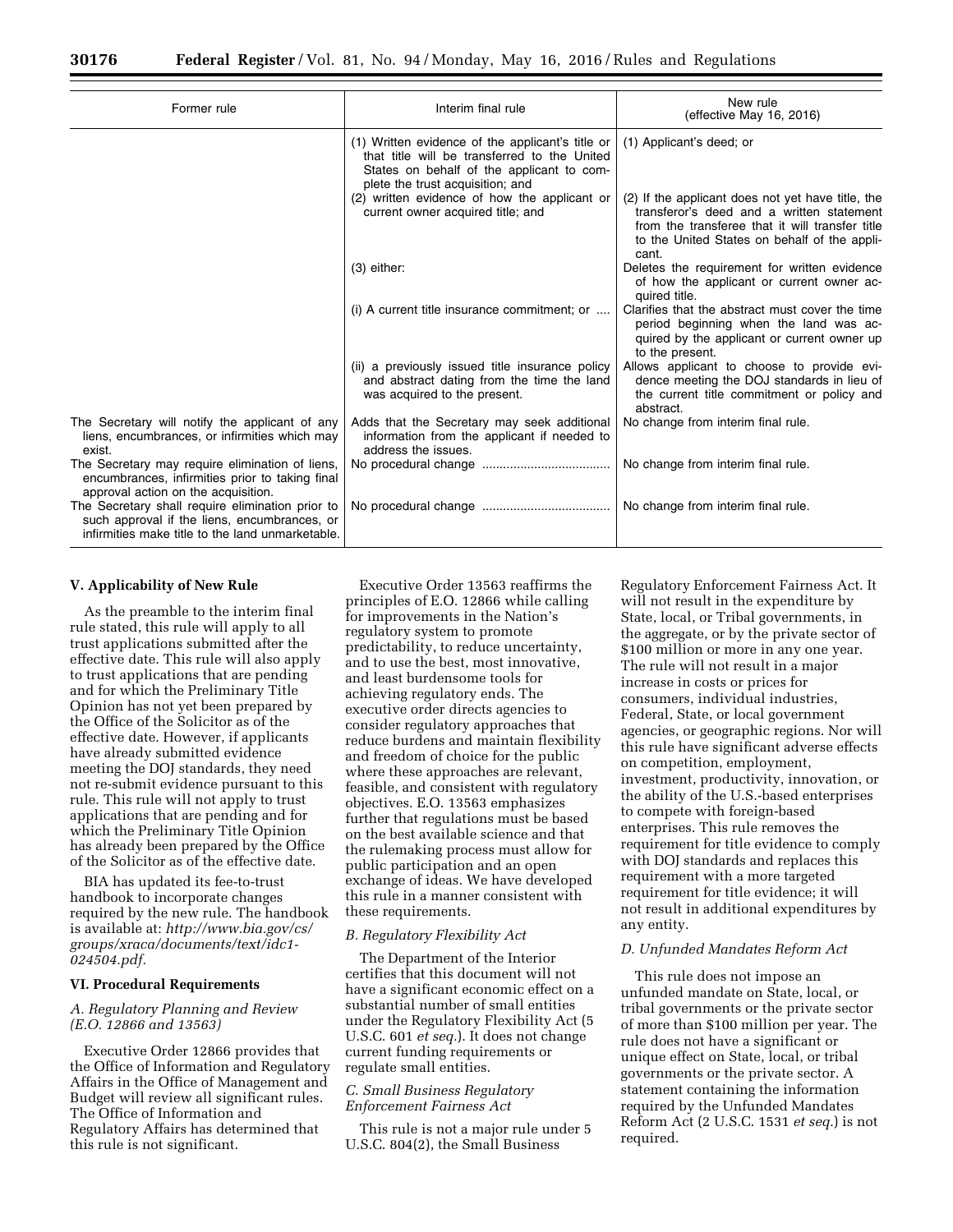| Former rule | Interim final rule | New rule (effective May 16, 2016) |
|---|---|---|
| | (1) Written evidence of the applicant's title or that title will be transferred to the United States on behalf of the applicant to complete the trust acquisition; and | (1) Applicant's deed; or |
| | (2) written evidence of how the applicant or current owner acquired title; and | (2) If the applicant does not yet have title, the transferor's deed and a written statement from the transferee that it will transfer title to the United States on behalf of the applicant. |
| | (3) either: | Deletes the requirement for written evidence of how the applicant or current owner acquired title. |
| | (i) A current title insurance commitment; or .... | Clarifies that the abstract must cover the time period beginning when the land was acquired by the applicant or current owner up to the present. |
| | (ii) a previously issued title insurance policy and abstract dating from the time the land was acquired to the present. | Allows applicant to choose to provide evidence meeting the DOJ standards in lieu of the current title commitment or policy and abstract. |
| The Secretary will notify the applicant of any liens, encumbrances, or infirmities which may exist. | Adds that the Secretary may seek additional information from the applicant if needed to address the issues. | No change from interim final rule. |
| The Secretary may require elimination of liens, encumbrances, infirmities prior to taking final approval action on the acquisition. | No procedural change .................................... | No change from interim final rule. |
| The Secretary shall require elimination prior to such approval if the liens, encumbrances, or infirmities make title to the land unmarketable. | No procedural change .................................... | No change from interim final rule. |

### V. Applicability of New Rule

As the preamble to the interim final rule stated, this rule will apply to all trust applications submitted after the effective date. This rule will also apply to trust applications that are pending and for which the Preliminary Title Opinion has not yet been prepared by the Office of the Solicitor as of the effective date. However, if applicants have already submitted evidence meeting the DOJ standards, they need not re-submit evidence pursuant to this rule. This rule will not apply to trust applications that are pending and for which the Preliminary Title Opinion has already been prepared by the Office of the Solicitor as of the effective date.

BIA has updated its fee-to-trust handbook to incorporate changes required by the new rule. The handbook is available at: *http://www.bia.gov/cs/groups/xraca/documents/text/idc1-024504.pdf.*

### VI. Procedural Requirements

#### *A. Regulatory Planning and Review (E.O. 12866 and 13563)*

Executive Order 12866 provides that the Office of Information and Regulatory Affairs in the Office of Management and Budget will review all significant rules. The Office of Information and Regulatory Affairs has determined that this rule is not significant.

Executive Order 13563 reaffirms the principles of E.O. 12866 while calling for improvements in the Nation's regulatory system to promote predictability, to reduce uncertainty, and to use the best, most innovative, and least burdensome tools for achieving regulatory ends. The executive order directs agencies to consider regulatory approaches that reduce burdens and maintain flexibility and freedom of choice for the public where these approaches are relevant, feasible, and consistent with regulatory objectives. E.O. 13563 emphasizes further that regulations must be based on the best available science and that the rulemaking process must allow for public participation and an open exchange of ideas. We have developed this rule in a manner consistent with these requirements.

#### *B. Regulatory Flexibility Act*

The Department of the Interior certifies that this document will not have a significant economic effect on a substantial number of small entities under the Regulatory Flexibility Act (5 U.S.C. 601 *et seq.*). It does not change current funding requirements or regulate small entities.

#### *C. Small Business Regulatory Enforcement Fairness Act*

This rule is not a major rule under 5 U.S.C. 804(2), the Small Business Regulatory Enforcement Fairness Act. It will not result in the expenditure by State, local, or Tribal governments, in the aggregate, or by the private sector of $100 million or more in any one year. The rule will not result in a major increase in costs or prices for consumers, individual industries, Federal, State, or local government agencies, or geographic regions. Nor will this rule have significant adverse effects on competition, employment, investment, productivity, innovation, or the ability of the U.S.-based enterprises to compete with foreign-based enterprises. This rule removes the requirement for title evidence to comply with DOJ standards and replaces this requirement with a more targeted requirement for title evidence; it will not result in additional expenditures by any entity.

#### *D. Unfunded Mandates Reform Act*

This rule does not impose an unfunded mandate on State, local, or tribal governments or the private sector of more than $100 million per year. The rule does not have a significant or unique effect on State, local, or tribal governments or the private sector. A statement containing the information required by the Unfunded Mandates Reform Act (2 U.S.C. 1531 *et seq.*) is not required.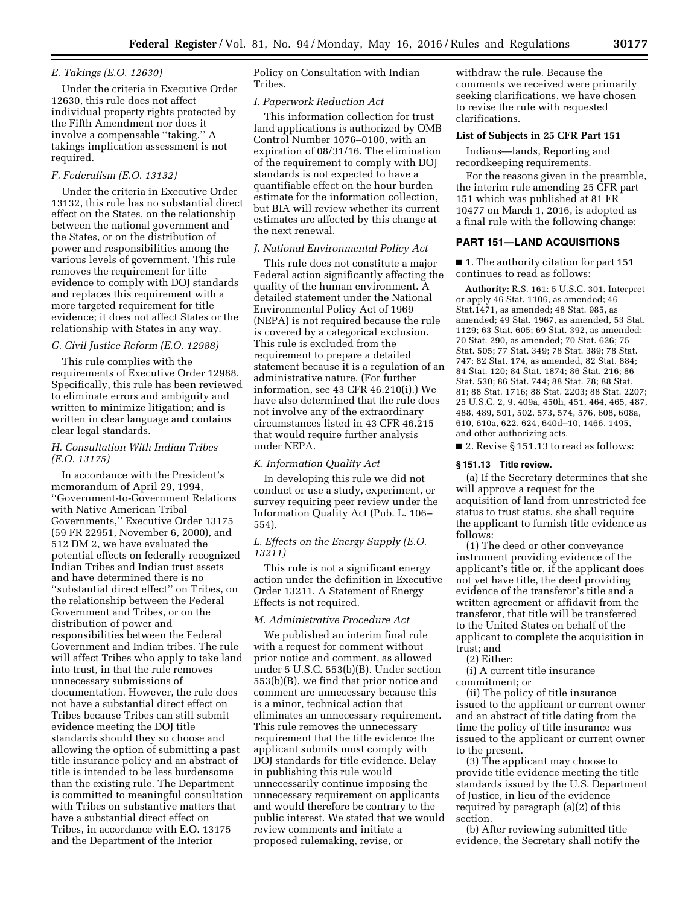### E. Takings (E.O. 12630)

Under the criteria in Executive Order 12630, this rule does not affect individual property rights protected by the Fifth Amendment nor does it involve a compensable ''taking.'' A takings implication assessment is not required.

### F. Federalism (E.O. 13132)

Under the criteria in Executive Order 13132, this rule has no substantial direct effect on the States, on the relationship between the national government and the States, or on the distribution of power and responsibilities among the various levels of government. This rule removes the requirement for title evidence to comply with DOJ standards and replaces this requirement with a more targeted requirement for title evidence; it does not affect States or the relationship with States in any way.

### G. Civil Justice Reform (E.O. 12988)

This rule complies with the requirements of Executive Order 12988. Specifically, this rule has been reviewed to eliminate errors and ambiguity and written to minimize litigation; and is written in clear language and contains clear legal standards.

### H. Consultation With Indian Tribes (E.O. 13175)

In accordance with the President's memorandum of April 29, 1994, ''Government-to-Government Relations with Native American Tribal Governments,'' Executive Order 13175 (59 FR 22951, November 6, 2000), and 512 DM 2, we have evaluated the potential effects on federally recognized Indian Tribes and Indian trust assets and have determined there is no ''substantial direct effect'' on Tribes, on the relationship between the Federal Government and Tribes, or on the distribution of power and responsibilities between the Federal Government and Indian tribes. The rule will affect Tribes who apply to take land into trust, in that the rule removes unnecessary submissions of documentation. However, the rule does not have a substantial direct effect on Tribes because Tribes can still submit evidence meeting the DOJ title standards should they so choose and allowing the option of submitting a past title insurance policy and an abstract of title is intended to be less burdensome than the existing rule. The Department is committed to meaningful consultation with Tribes on substantive matters that have a substantial direct effect on Tribes, in accordance with E.O. 13175 and the Department of the Interior Policy on Consultation with Indian Tribes.

### I. Paperwork Reduction Act

This information collection for trust land applications is authorized by OMB Control Number 1076–0100, with an expiration of 08/31/16. The elimination of the requirement to comply with DOJ standards is not expected to have a quantifiable effect on the hour burden estimate for the information collection, but BIA will review whether its current estimates are affected by this change at the next renewal.

### J. National Environmental Policy Act

This rule does not constitute a major Federal action significantly affecting the quality of the human environment. A detailed statement under the National Environmental Policy Act of 1969 (NEPA) is not required because the rule is covered by a categorical exclusion. This rule is excluded from the requirement to prepare a detailed statement because it is a regulation of an administrative nature. (For further information, see 43 CFR 46.210(i).) We have also determined that the rule does not involve any of the extraordinary circumstances listed in 43 CFR 46.215 that would require further analysis under NEPA.

### K. Information Quality Act

In developing this rule we did not conduct or use a study, experiment, or survey requiring peer review under the Information Quality Act (Pub. L. 106–554).

### L. Effects on the Energy Supply (E.O. 13211)

This rule is not a significant energy action under the definition in Executive Order 13211. A Statement of Energy Effects is not required.

### M. Administrative Procedure Act

We published an interim final rule with a request for comment without prior notice and comment, as allowed under 5 U.S.C. 553(b)(B). Under section 553(b)(B), we find that prior notice and comment are unnecessary because this is a minor, technical action that eliminates an unnecessary requirement. This rule removes the unnecessary requirement that the title evidence the applicant submits must comply with DOJ standards for title evidence. Delay in publishing this rule would unnecessarily continue imposing the unnecessary requirement on applicants and would therefore be contrary to the public interest. We stated that we would review comments and initiate a proposed rulemaking, revise, or withdraw the rule. Because the comments we received were primarily seeking clarifications, we have chosen to revise the rule with requested clarifications.

**List of Subjects in 25 CFR Part 151**

Indians—lands, Reporting and recordkeeping requirements.

For the reasons given in the preamble, the interim rule amending 25 CFR part 151 which was published at 81 FR 10477 on March 1, 2016, is adopted as a final rule with the following change:

## PART 151—LAND ACQUISITIONS

■ 1. The authority citation for part 151 continues to read as follows:

**Authority:** R.S. 161: 5 U.S.C. 301. Interpret or apply 46 Stat. 1106, as amended; 46 Stat.1471, as amended; 48 Stat. 985, as amended; 49 Stat. 1967, as amended, 53 Stat. 1129; 63 Stat. 605; 69 Stat. 392, as amended; 70 Stat. 290, as amended; 70 Stat. 626; 75 Stat. 505; 77 Stat. 349; 78 Stat. 389; 78 Stat. 747; 82 Stat. 174, as amended, 82 Stat. 884; 84 Stat. 120; 84 Stat. 1874; 86 Stat. 216; 86 Stat. 530; 86 Stat. 744; 88 Stat. 78; 88 Stat. 81; 88 Stat. 1716; 88 Stat. 2203; 88 Stat. 2207; 25 U.S.C. 2, 9, 409a, 450h, 451, 464, 465, 487, 488, 489, 501, 502, 573, 574, 576, 608, 608a, 610, 610a, 622, 624, 640d–10, 1466, 1495, and other authorizing acts.

■ 2. Revise § 151.13 to read as follows:

**§ 151.13 Title review.**

(a) If the Secretary determines that she will approve a request for the acquisition of land from unrestricted fee status to trust status, she shall require the applicant to furnish title evidence as follows:

(1) The deed or other conveyance instrument providing evidence of the applicant's title or, if the applicant does not yet have title, the deed providing evidence of the transferor's title and a written agreement or affidavit from the transferor, that title will be transferred to the United States on behalf of the applicant to complete the acquisition in trust; and

(2) Either:

(i) A current title insurance commitment; or

(ii) The policy of title insurance issued to the applicant or current owner and an abstract of title dating from the time the policy of title insurance was issued to the applicant or current owner to the present.

(3) The applicant may choose to provide title evidence meeting the title standards issued by the U.S. Department of Justice, in lieu of the evidence required by paragraph (a)(2) of this section.

(b) After reviewing submitted title evidence, the Secretary shall notify the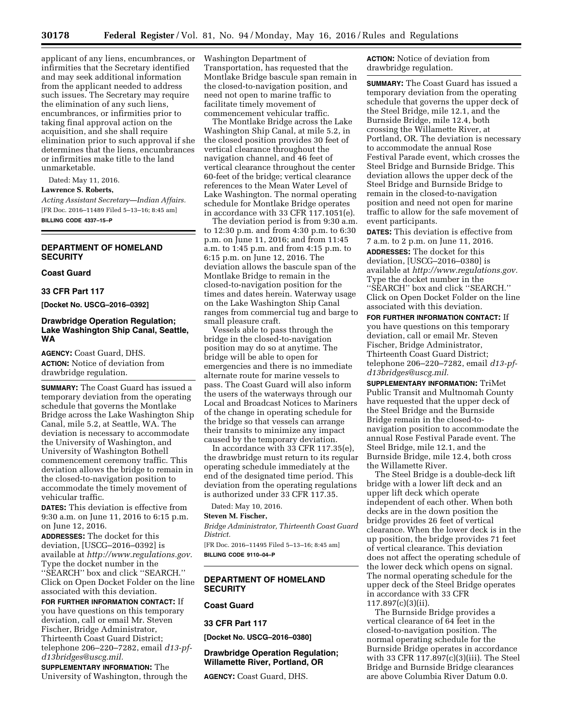applicant of any liens, encumbrances, or infirmities that the Secretary identified and may seek additional information from the applicant needed to address such issues. The Secretary may require the elimination of any such liens, encumbrances, or infirmities prior to taking final approval action on the acquisition, and she shall require elimination prior to such approval if she determines that the liens, encumbrances or infirmities make title to the land unmarketable.

Dated: May 11, 2016.

**Lawrence S. Roberts,**

*Acting Assistant Secretary—Indian Affairs.*

[FR Doc. 2016–11489 Filed 5–13–16; 8:45 am]

**BILLING CODE 4337–15–P**

---

## DEPARTMENT OF HOMELAND SECURITY

### Coast Guard

### 33 CFR Part 117

**[Docket No. USCG–2016–0392]**

### Drawbridge Operation Regulation; Lake Washington Ship Canal, Seattle, WA

**AGENCY:** Coast Guard, DHS.

**ACTION:** Notice of deviation from drawbridge regulation.

**SUMMARY:** The Coast Guard has issued a temporary deviation from the operating schedule that governs the Montlake Bridge across the Lake Washington Ship Canal, mile 5.2, at Seattle, WA. The deviation is necessary to accommodate the University of Washington, and University of Washington Bothell commencement ceremony traffic. This deviation allows the bridge to remain in the closed-to-navigation position to accommodate the timely movement of vehicular traffic.

**DATES:** This deviation is effective from 9:30 a.m. on June 11, 2016 to 6:15 p.m. on June 12, 2016.

**ADDRESSES:** The docket for this deviation, [USCG–2016–0392] is available at *http://www.regulations.gov*. Type the docket number in the ''SEARCH'' box and click ''SEARCH.'' Click on Open Docket Folder on the line associated with this deviation.

**FOR FURTHER INFORMATION CONTACT:** If you have questions on this temporary deviation, call or email Mr. Steven Fischer, Bridge Administrator, Thirteenth Coast Guard District; telephone 206–220–7282, email *d13-pf-d13bridges@uscg.mil.*

**SUPPLEMENTARY INFORMATION:** The University of Washington, through the Washington Department of Transportation, has requested that the Montlake Bridge bascule span remain in the closed-to-navigation position, and need not open to marine traffic to facilitate timely movement of commencement vehicular traffic.

The Montlake Bridge across the Lake Washington Ship Canal, at mile 5.2, in the closed position provides 30 feet of vertical clearance throughout the navigation channel, and 46 feet of vertical clearance throughout the center 60-feet of the bridge; vertical clearance references to the Mean Water Level of Lake Washington. The normal operating schedule for Montlake Bridge operates in accordance with 33 CFR 117.1051(e).

The deviation period is from 9:30 a.m. to 12:30 p.m. and from 4:30 p.m. to 6:30 p.m. on June 11, 2016; and from 11:45 a.m. to 1:45 p.m. and from 4:15 p.m. to 6:15 p.m. on June 12, 2016. The deviation allows the bascule span of the Montlake Bridge to remain in the closed-to-navigation position for the times and dates herein. Waterway usage on the Lake Washington Ship Canal ranges from commercial tug and barge to small pleasure craft.

Vessels able to pass through the bridge in the closed-to-navigation position may do so at anytime. The bridge will be able to open for emergencies and there is no immediate alternate route for marine vessels to pass. The Coast Guard will also inform the users of the waterways through our Local and Broadcast Notices to Mariners of the change in operating schedule for the bridge so that vessels can arrange their transits to minimize any impact caused by the temporary deviation.

In accordance with 33 CFR 117.35(e), the drawbridge must return to its regular operating schedule immediately at the end of the designated time period. This deviation from the operating regulations is authorized under 33 CFR 117.35.

Dated: May 10, 2016.

**Steven M. Fischer,**

*Bridge Administrator, Thirteenth Coast Guard District.*

[FR Doc. 2016–11495 Filed 5–13–16; 8:45 am]

**BILLING CODE 9110–04–P**

---

## DEPARTMENT OF HOMELAND SECURITY

### Coast Guard

### 33 CFR Part 117

**[Docket No. USCG–2016–0380]**

### Drawbridge Operation Regulation; Willamette River, Portland, OR

**AGENCY:** Coast Guard, DHS.

**ACTION:** Notice of deviation from drawbridge regulation.

**SUMMARY:** The Coast Guard has issued a temporary deviation from the operating schedule that governs the upper deck of the Steel Bridge, mile 12.1, and the Burnside Bridge, mile 12.4, both crossing the Willamette River, at Portland, OR. The deviation is necessary to accommodate the annual Rose Festival Parade event, which crosses the Steel Bridge and Burnside Bridge. This deviation allows the upper deck of the Steel Bridge and Burnside Bridge to remain in the closed-to-navigation position and need not open for marine traffic to allow for the safe movement of event participants.

**DATES:** This deviation is effective from 7 a.m. to 2 p.m. on June 11, 2016.

**ADDRESSES:** The docket for this deviation, [USCG–2016–0380] is available at *http://www.regulations.gov.* Type the docket number in the ''SEARCH'' box and click ''SEARCH.'' Click on Open Docket Folder on the line associated with this deviation.

**FOR FURTHER INFORMATION CONTACT:** If you have questions on this temporary deviation, call or email Mr. Steven Fischer, Bridge Administrator, Thirteenth Coast Guard District; telephone 206–220–7282, email *d13-pf-d13bridges@uscg.mil.*

**SUPPLEMENTARY INFORMATION:** TriMet Public Transit and Multnomah County have requested that the upper deck of the Steel Bridge and the Burnside Bridge remain in the closed-to-navigation position to accommodate the annual Rose Festival Parade event. The Steel Bridge, mile 12.1, and the Burnside Bridge, mile 12.4, both cross the Willamette River.

The Steel Bridge is a double-deck lift bridge with a lower lift deck and an upper lift deck which operate independent of each other. When both decks are in the down position the bridge provides 26 feet of vertical clearance. When the lower deck is in the up position, the bridge provides 71 feet of vertical clearance. This deviation does not affect the operating schedule of the lower deck which opens on signal. The normal operating schedule for the upper deck of the Steel Bridge operates in accordance with 33 CFR 117.897(c)(3)(ii).

The Burnside Bridge provides a vertical clearance of 64 feet in the closed-to-navigation position. The normal operating schedule for the Burnside Bridge operates in accordance with 33 CFR 117.897(c)(3)(iii). The Steel Bridge and Burnside Bridge clearances are above Columbia River Datum 0.0.